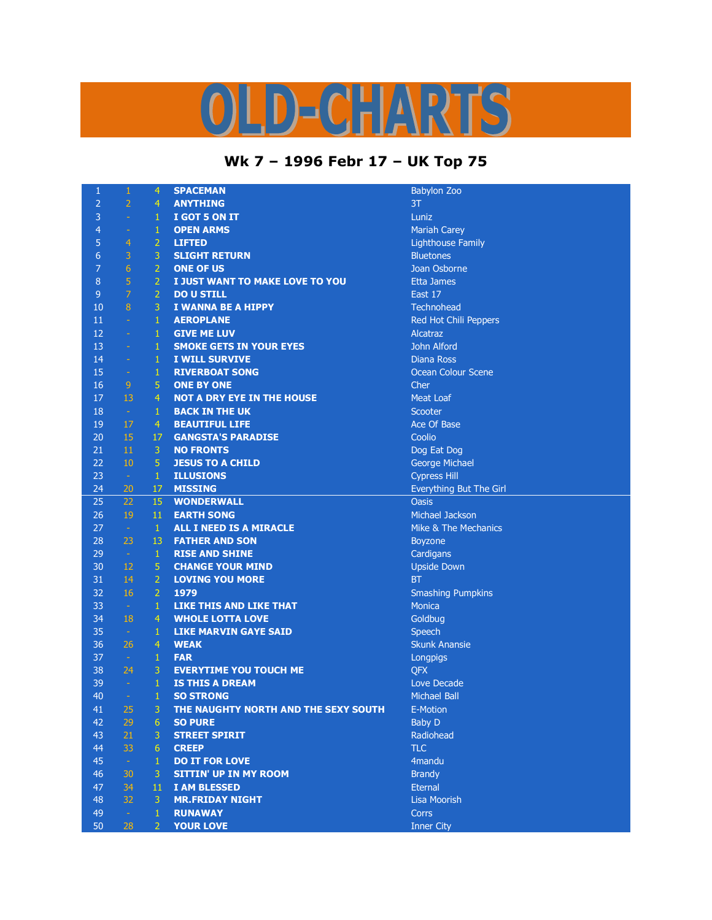# OLD-CHARTS

## Wk 7 – 1996 Febr 17 – UK Top 75

| | | | | |
|---|---|---|---|---|
| 1 | 1 | 4 | SPACEMAN | Babylon Zoo |
| 2 | 2 | 4 | ANYTHING | 3T |
| 3 | - | 1 | I GOT 5 ON IT | Luniz |
| 4 | - | 1 | OPEN ARMS | Mariah Carey |
| 5 | 4 | 2 | LIFTED | Lighthouse Family |
| 6 | 3 | 3 | SLIGHT RETURN | Bluetones |
| 7 | 6 | 2 | ONE OF US | Joan Osborne |
| 8 | 5 | 2 | I JUST WANT TO MAKE LOVE TO YOU | Etta James |
| 9 | 7 | 2 | DO U STILL | East 17 |
| 10 | 8 | 3 | I WANNA BE A HIPPY | Technohead |
| 11 | - | 1 | AEROPLANE | Red Hot Chili Peppers |
| 12 | - | 1 | GIVE ME LUV | Alcatraz |
| 13 | - | 1 | SMOKE GETS IN YOUR EYES | John Alford |
| 14 | - | 1 | I WILL SURVIVE | Diana Ross |
| 15 | - | 1 | RIVERBOAT SONG | Ocean Colour Scene |
| 16 | 9 | 5 | ONE BY ONE | Cher |
| 17 | 13 | 4 | NOT A DRY EYE IN THE HOUSE | Meat Loaf |
| 18 | - | 1 | BACK IN THE UK | Scooter |
| 19 | 17 | 4 | BEAUTIFUL LIFE | Ace Of Base |
| 20 | 15 | 17 | GANGSTA'S PARADISE | Coolio |
| 21 | 11 | 3 | NO FRONTS | Dog Eat Dog |
| 22 | 10 | 5 | JESUS TO A CHILD | George Michael |
| 23 | - | 1 | ILLUSIONS | Cypress Hill |
| 24 | 20 | 17 | MISSING | Everything But The Girl |
| 25 | 22 | 15 | WONDERWALL | Oasis |
| 26 | 19 | 11 | EARTH SONG | Michael Jackson |
| 27 | - | 1 | ALL I NEED IS A MIRACLE | Mike & The Mechanics |
| 28 | 23 | 13 | FATHER AND SON | Boyzone |
| 29 | - | 1 | RISE AND SHINE | Cardigans |
| 30 | 12 | 5 | CHANGE YOUR MIND | Upside Down |
| 31 | 14 | 2 | LOVING YOU MORE | BT |
| 32 | 16 | 2 | 1979 | Smashing Pumpkins |
| 33 | - | 1 | LIKE THIS AND LIKE THAT | Monica |
| 34 | 18 | 4 | WHOLE LOTTA LOVE | Goldbug |
| 35 | - | 1 | LIKE MARVIN GAYE SAID | Speech |
| 36 | 26 | 4 | WEAK | Skunk Anansie |
| 37 | - | 1 | FAR | Longpigs |
| 38 | 24 | 3 | EVERYTIME YOU TOUCH ME | QFX |
| 39 | - | 1 | IS THIS A DREAM | Love Decade |
| 40 | - | 1 | SO STRONG | Michael Ball |
| 41 | 25 | 3 | THE NAUGHTY NORTH AND THE SEXY SOUTH | E-Motion |
| 42 | 29 | 6 | SO PURE | Baby D |
| 43 | 21 | 3 | STREET SPIRIT | Radiohead |
| 44 | 33 | 6 | CREEP | TLC |
| 45 | - | 1 | DO IT FOR LOVE | 4mandu |
| 46 | 30 | 3 | SITTIN' UP IN MY ROOM | Brandy |
| 47 | 34 | 11 | I AM BLESSED | Eternal |
| 48 | 32 | 3 | MR.FRIDAY NIGHT | Lisa Moorish |
| 49 | - | 1 | RUNAWAY | Corrs |
| 50 | 28 | 2 | YOUR LOVE | Inner City |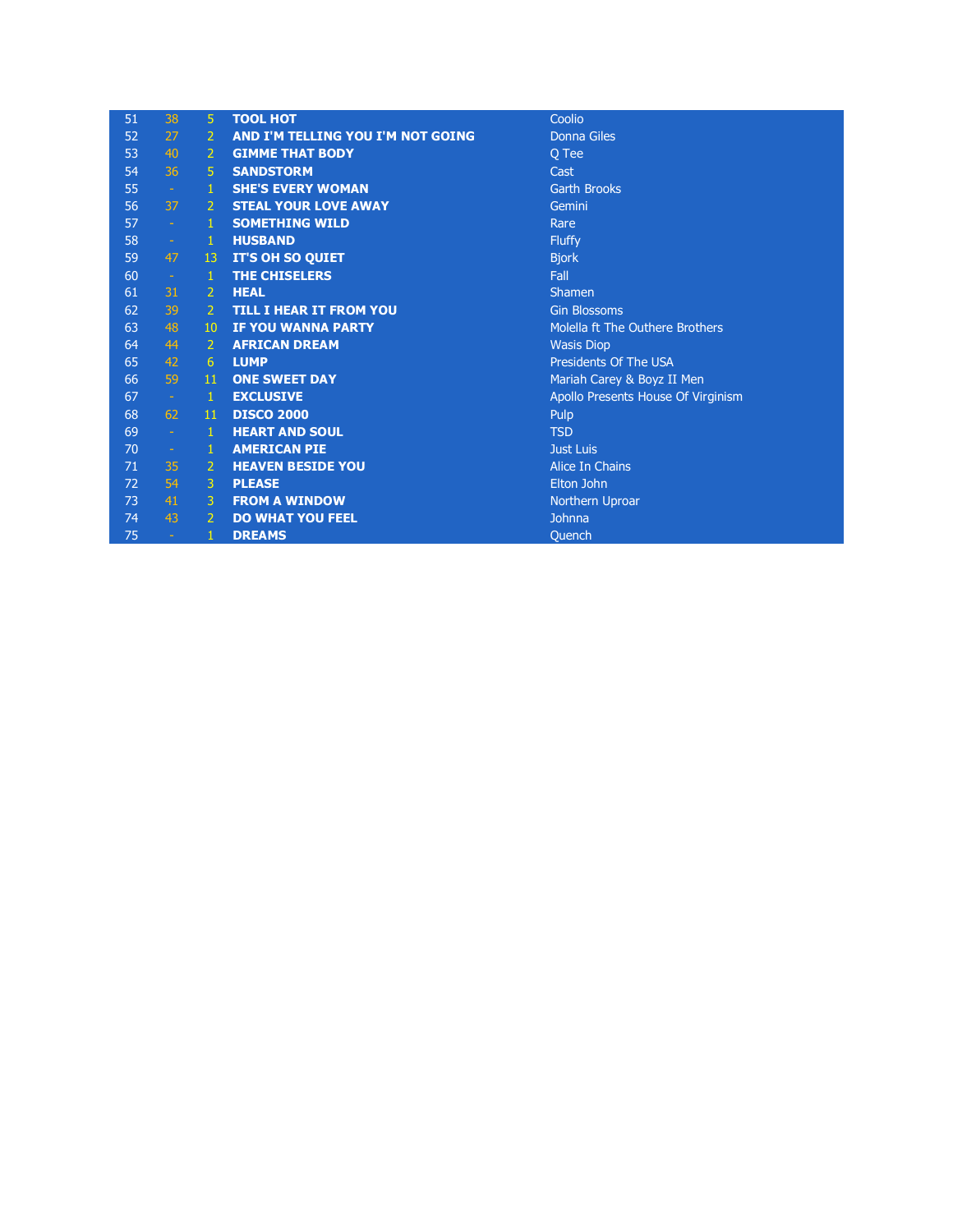| | | | | |
|---|---|---|---|---|
| 51 | 38 | 5 | **TOOL HOT** | Coolio |
| 52 | 27 | 2 | **AND I'M TELLING YOU I'M NOT GOING** | Donna Giles |
| 53 | 40 | 2 | **GIMME THAT BODY** | Q Tee |
| 54 | 36 | 5 | **SANDSTORM** | Cast |
| 55 | - | 1 | **SHE'S EVERY WOMAN** | Garth Brooks |
| 56 | 37 | 2 | **STEAL YOUR LOVE AWAY** | Gemini |
| 57 | - | 1 | **SOMETHING WILD** | Rare |
| 58 | - | 1 | **HUSBAND** | Fluffy |
| 59 | 47 | 13 | **IT'S OH SO QUIET** | Bjork |
| 60 | - | 1 | **THE CHISELERS** | Fall |
| 61 | 31 | 2 | **HEAL** | Shamen |
| 62 | 39 | 2 | **TILL I HEAR IT FROM YOU** | Gin Blossoms |
| 63 | 48 | 10 | **IF YOU WANNA PARTY** | Molella ft The Outhere Brothers |
| 64 | 44 | 2 | **AFRICAN DREAM** | Wasis Diop |
| 65 | 42 | 6 | **LUMP** | Presidents Of The USA |
| 66 | 59 | 11 | **ONE SWEET DAY** | Mariah Carey & Boyz II Men |
| 67 | - | 1 | **EXCLUSIVE** | Apollo Presents House Of Virginism |
| 68 | 62 | 11 | **DISCO 2000** | Pulp |
| 69 | - | 1 | **HEART AND SOUL** | TSD |
| 70 | - | 1 | **AMERICAN PIE** | Just Luis |
| 71 | 35 | 2 | **HEAVEN BESIDE YOU** | Alice In Chains |
| 72 | 54 | 3 | **PLEASE** | Elton John |
| 73 | 41 | 3 | **FROM A WINDOW** | Northern Uproar |
| 74 | 43 | 2 | **DO WHAT YOU FEEL** | Johnna |
| 75 | - | 1 | **DREAMS** | Quench |